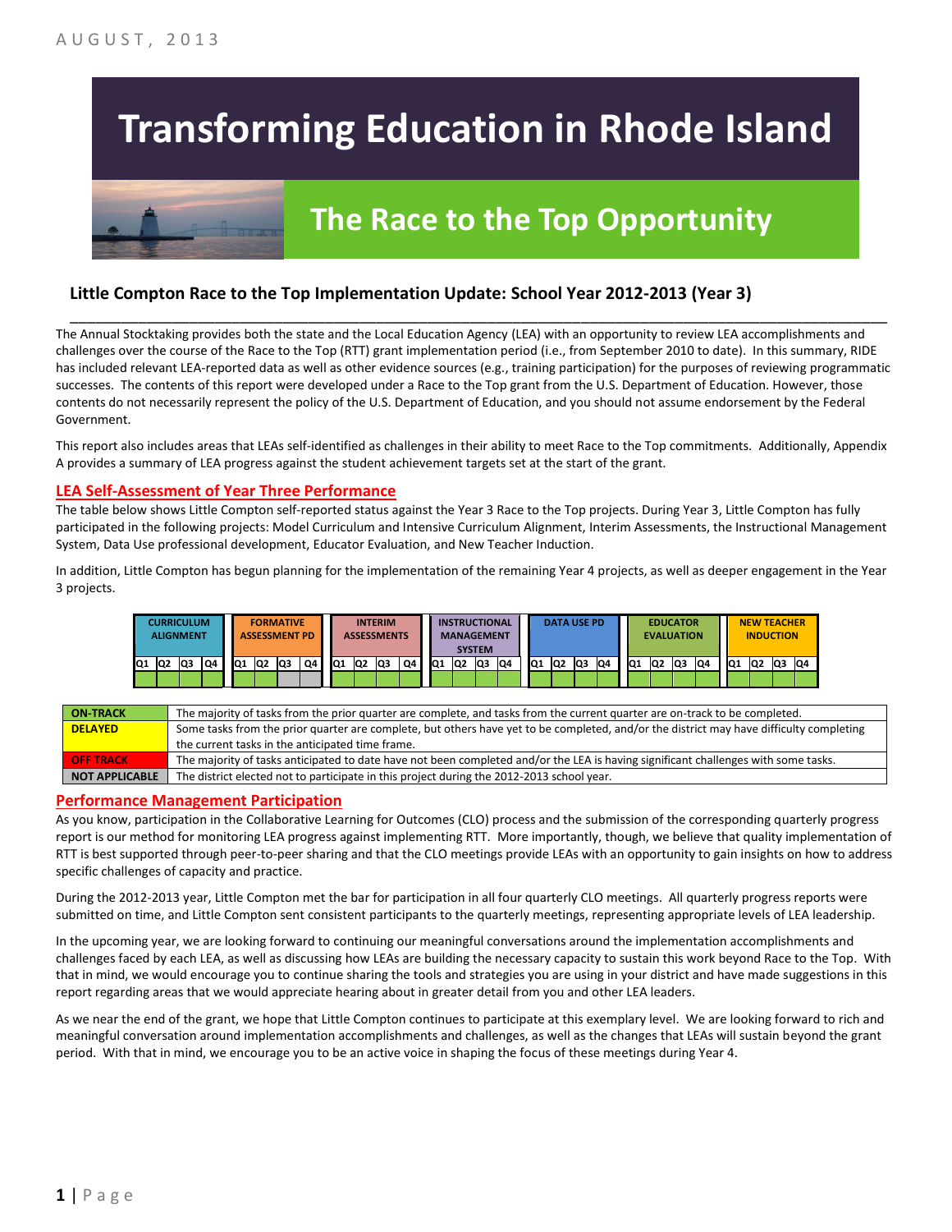AUGUST, 2013

# Transforming Education in Rhode Island

## The Race to the Top Opportunity

### Little Compton Race to the Top Implementation Update: School Year 2012-2013 (Year 3)

The Annual Stocktaking provides both the state and the Local Education Agency (LEA) with an opportunity to review LEA accomplishments and challenges over the course of the Race to the Top (RTT) grant implementation period (i.e., from September 2010 to date). In this summary, RIDE has included relevant LEA-reported data as well as other evidence sources (e.g., training participation) for the purposes of reviewing programmatic successes. The contents of this report were developed under a Race to the Top grant from the U.S. Department of Education. However, those contents do not necessarily represent the policy of the U.S. Department of Education, and you should not assume endorsement by the Federal Government.

This report also includes areas that LEAs self-identified as challenges in their ability to meet Race to the Top commitments. Additionally, Appendix A provides a summary of LEA progress against the student achievement targets set at the start of the grant.

## LEA Self-Assessment of Year Three Performance

The table below shows Little Compton self-reported status against the Year 3 Race to the Top projects. During Year 3, Little Compton has fully participated in the following projects: Model Curriculum and Intensive Curriculum Alignment, Interim Assessments, the Instructional Management System, Data Use professional development, Educator Evaluation, and New Teacher Induction.

In addition, Little Compton has begun planning for the implementation of the remaining Year 4 projects, as well as deeper engagement in the Year 3 projects.

| CURRICULUM ALIGNMENT | | | | FORMATIVE ASSESSMENT PD | | | | INTERIM ASSESSMENTS | | | | INSTRUCTIONAL MANAGEMENT SYSTEM | | | | DATA USE PD | | | | EDUCATOR EVALUATION | | | | NEW TEACHER INDUCTION | | | |
|---|---|---|---|---|---|---|---|---|---|---|---|---|---|---|---|---|---|---|---|---|---|---|---|---|---|---|---|
| Q1 | Q2 | Q3 | Q4 | Q1 | Q2 | Q3 | Q4 | Q1 | Q2 | Q3 | Q4 | Q1 | Q2 | Q3 | Q4 | Q1 | Q2 | Q3 | Q4 | Q1 | Q2 | Q3 | Q4 | Q1 | Q2 | Q3 | Q4 |
| On-Track | On-Track | On-Track | On-Track | On-Track | On-Track | Not Applicable | Not Applicable | On-Track | On-Track | On-Track | On-Track | On-Track | On-Track | On-Track | On-Track | On-Track | On-Track | On-Track | On-Track | On-Track | On-Track | On-Track | On-Track | On-Track | On-Track | On-Track | On-Track |

| | |
|---|---|
| ON-TRACK | The majority of tasks from the prior quarter are complete, and tasks from the current quarter are on-track to be completed. |
| DELAYED | Some tasks from the prior quarter are complete, but others have yet to be completed, and/or the district may have difficulty completing the current tasks in the anticipated time frame. |
| OFF TRACK | The majority of tasks anticipated to date have not been completed and/or the LEA is having significant challenges with some tasks. |
| NOT APPLICABLE | The district elected not to participate in this project during the 2012-2013 school year. |

## Performance Management Participation

As you know, participation in the Collaborative Learning for Outcomes (CLO) process and the submission of the corresponding quarterly progress report is our method for monitoring LEA progress against implementing RTT. More importantly, though, we believe that quality implementation of RTT is best supported through peer-to-peer sharing and that the CLO meetings provide LEAs with an opportunity to gain insights on how to address specific challenges of capacity and practice.

During the 2012-2013 year, Little Compton met the bar for participation in all four quarterly CLO meetings. All quarterly progress reports were submitted on time, and Little Compton sent consistent participants to the quarterly meetings, representing appropriate levels of LEA leadership.

In the upcoming year, we are looking forward to continuing our meaningful conversations around the implementation accomplishments and challenges faced by each LEA, as well as discussing how LEAs are building the necessary capacity to sustain this work beyond Race to the Top. With that in mind, we would encourage you to continue sharing the tools and strategies you are using in your district and have made suggestions in this report regarding areas that we would appreciate hearing about in greater detail from you and other LEA leaders.

As we near the end of the grant, we hope that Little Compton continues to participate at this exemplary level. We are looking forward to rich and meaningful conversation around implementation accomplishments and challenges, as well as the changes that LEAs will sustain beyond the grant period. With that in mind, we encourage you to be an active voice in shaping the focus of these meetings during Year 4.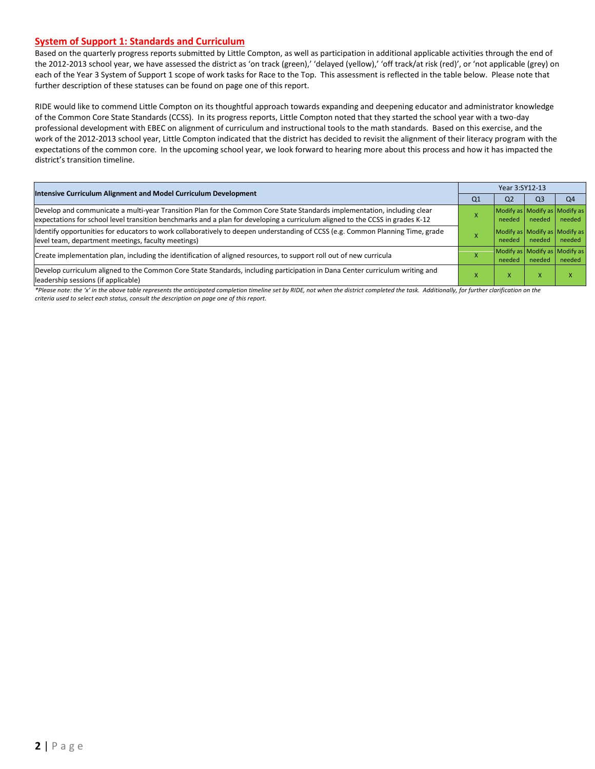## System of Support 1: Standards and Curriculum

Based on the quarterly progress reports submitted by Little Compton, as well as participation in additional applicable activities through the end of the 2012-2013 school year, we have assessed the district as 'on track (green),' 'delayed (yellow),' 'off track/at risk (red)', or 'not applicable (grey) on each of the Year 3 System of Support 1 scope of work tasks for Race to the Top. This assessment is reflected in the table below. Please note that further description of these statuses can be found on page one of this report.

RIDE would like to commend Little Compton on its thoughtful approach towards expanding and deepening educator and administrator knowledge of the Common Core State Standards (CCSS). In its progress reports, Little Compton noted that they started the school year with a two-day professional development with EBEC on alignment of curriculum and instructional tools to the math standards. Based on this exercise, and the work of the 2012-2013 school year, Little Compton indicated that the district has decided to revisit the alignment of their literacy program with the expectations of the common core. In the upcoming school year, we look forward to hearing more about this process and how it has impacted the district's transition timeline.

| Intensive Curriculum Alignment and Model Curriculum Development | Year 3:SY12-13 | | | |
|---|---|---|---|---|
| | Q1 | Q2 | Q3 | Q4 |
| Develop and communicate a multi-year Transition Plan for the Common Core State Standards implementation, including clear expectations for school level transition benchmarks and a plan for developing a curriculum aligned to the CCSS in grades K-12 | X | Modify as needed | Modify as needed | Modify as needed |
| Identify opportunities for educators to work collaboratively to deepen understanding of CCSS (e.g. Common Planning Time, grade level team, department meetings, faculty meetings) | X | Modify as needed | Modify as needed | Modify as needed |
| Create implementation plan, including the identification of aligned resources, to support roll out of new curricula | X | Modify as needed | Modify as needed | Modify as needed |
| Develop curriculum aligned to the Common Core State Standards, including participation in Dana Center curriculum writing and leadership sessions (if applicable) | X | X | X | X |

*\*Please note: the 'x' in the above table represents the anticipated completion timeline set by RIDE, not when the district completed the task. Additionally, for further clarification on the criteria used to select each status, consult the description on page one of this report.*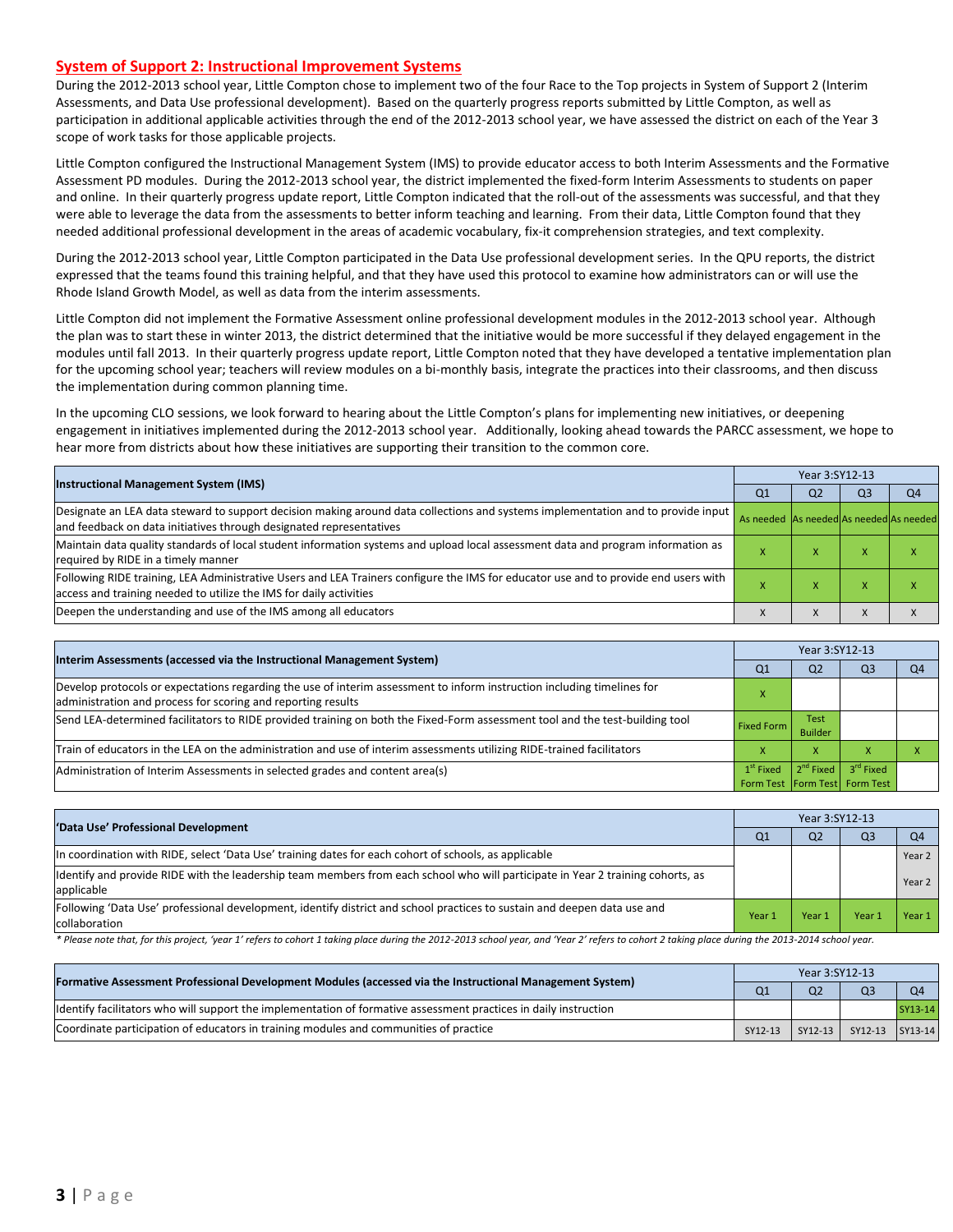## System of Support 2: Instructional Improvement Systems

During the 2012-2013 school year, Little Compton chose to implement two of the four Race to the Top projects in System of Support 2 (Interim Assessments, and Data Use professional development). Based on the quarterly progress reports submitted by Little Compton, as well as participation in additional applicable activities through the end of the 2012-2013 school year, we have assessed the district on each of the Year 3 scope of work tasks for those applicable projects.

Little Compton configured the Instructional Management System (IMS) to provide educator access to both Interim Assessments and the Formative Assessment PD modules. During the 2012-2013 school year, the district implemented the fixed-form Interim Assessments to students on paper and online. In their quarterly progress update report, Little Compton indicated that the roll-out of the assessments was successful, and that they were able to leverage the data from the assessments to better inform teaching and learning. From their data, Little Compton found that they needed additional professional development in the areas of academic vocabulary, fix-it comprehension strategies, and text complexity.

During the 2012-2013 school year, Little Compton participated in the Data Use professional development series. In the QPU reports, the district expressed that the teams found this training helpful, and that they have used this protocol to examine how administrators can or will use the Rhode Island Growth Model, as well as data from the interim assessments.

Little Compton did not implement the Formative Assessment online professional development modules in the 2012-2013 school year. Although the plan was to start these in winter 2013, the district determined that the initiative would be more successful if they delayed engagement in the modules until fall 2013. In their quarterly progress update report, Little Compton noted that they have developed a tentative implementation plan for the upcoming school year; teachers will review modules on a bi-monthly basis, integrate the practices into their classrooms, and then discuss the implementation during common planning time.

In the upcoming CLO sessions, we look forward to hearing about the Little Compton's plans for implementing new initiatives, or deepening engagement in initiatives implemented during the 2012-2013 school year. Additionally, looking ahead towards the PARCC assessment, we hope to hear more from districts about how these initiatives are supporting their transition to the common core.

| Instructional Management System (IMS) | Year 3:SY12-13 | | | |
|---|---|---|---|---|
| | Q1 | Q2 | Q3 | Q4 |
| Designate an LEA data steward to support decision making around data collections and systems implementation and to provide input and feedback on data initiatives through designated representatives | As needed | As needed | As needed | As needed |
| Maintain data quality standards of local student information systems and upload local assessment data and program information as required by RIDE in a timely manner | X | X | X | X |
| Following RIDE training, LEA Administrative Users and LEA Trainers configure the IMS for educator use and to provide end users with access and training needed to utilize the IMS for daily activities | X | X | X | X |
| Deepen the understanding and use of the IMS among all educators | X | X | X | X |

| Interim Assessments (accessed via the Instructional Management System) | Year 3:SY12-13 | | | |
|---|---|---|---|---|
| | Q1 | Q2 | Q3 | Q4 |
| Develop protocols or expectations regarding the use of interim assessment to inform instruction including timelines for administration and process for scoring and reporting results | X | | | |
| Send LEA-determined facilitators to RIDE provided training on both the Fixed-Form assessment tool and the test-building tool | Fixed Form | Test Builder | | |
| Train of educators in the LEA on the administration and use of interim assessments utilizing RIDE-trained facilitators | X | X | X | X |
| Administration of Interim Assessments in selected grades and content area(s) | 1st Fixed Form Test | 2nd Fixed Form Test | 3rd Fixed Form Test | |

| 'Data Use' Professional Development | Year 3:SY12-13 | | | |
|---|---|---|---|---|
| | Q1 | Q2 | Q3 | Q4 |
| In coordination with RIDE, select 'Data Use' training dates for each cohort of schools, as applicable | | | | Year 2 |
| Identify and provide RIDE with the leadership team members from each school who will participate in Year 2 training cohorts, as applicable | | | | Year 2 |
| Following 'Data Use' professional development, identify district and school practices to sustain and deepen data use and collaboration | Year 1 | Year 1 | Year 1 | Year 1 |

*\* Please note that, for this project, 'year 1' refers to cohort 1 taking place during the 2012-2013 school year, and 'Year 2' refers to cohort 2 taking place during the 2013-2014 school year.*

| Formative Assessment Professional Development Modules (accessed via the Instructional Management System) | Year 3:SY12-13 | | | |
|---|---|---|---|---|
| | Q1 | Q2 | Q3 | Q4 |
| Identify facilitators who will support the implementation of formative assessment practices in daily instruction | | | | SY13-14 |
| Coordinate participation of educators in training modules and communities of practice | SY12-13 | SY12-13 | SY12-13 | SY13-14 |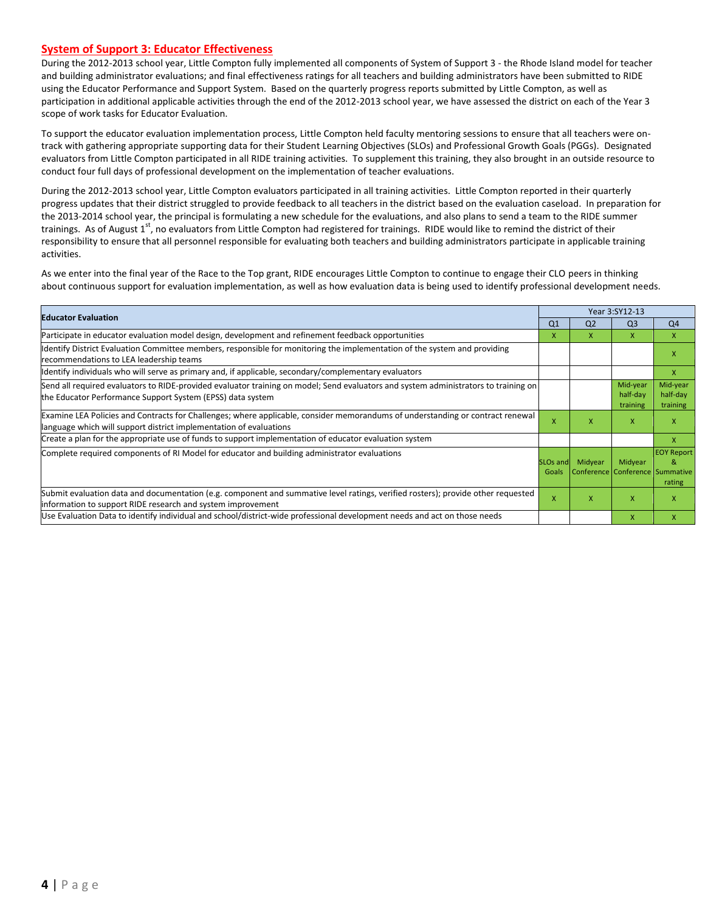## System of Support 3: Educator Effectiveness

During the 2012-2013 school year, Little Compton fully implemented all components of System of Support 3 - the Rhode Island model for teacher and building administrator evaluations; and final effectiveness ratings for all teachers and building administrators have been submitted to RIDE using the Educator Performance and Support System. Based on the quarterly progress reports submitted by Little Compton, as well as participation in additional applicable activities through the end of the 2012-2013 school year, we have assessed the district on each of the Year 3 scope of work tasks for Educator Evaluation.

To support the educator evaluation implementation process, Little Compton held faculty mentoring sessions to ensure that all teachers were on-track with gathering appropriate supporting data for their Student Learning Objectives (SLOs) and Professional Growth Goals (PGGs). Designated evaluators from Little Compton participated in all RIDE training activities. To supplement this training, they also brought in an outside resource to conduct four full days of professional development on the implementation of teacher evaluations.

During the 2012-2013 school year, Little Compton evaluators participated in all training activities. Little Compton reported in their quarterly progress updates that their district struggled to provide feedback to all teachers in the district based on the evaluation caseload. In preparation for the 2013-2014 school year, the principal is formulating a new schedule for the evaluations, and also plans to send a team to the RIDE summer trainings. As of August 1st, no evaluators from Little Compton had registered for trainings. RIDE would like to remind the district of their responsibility to ensure that all personnel responsible for evaluating both teachers and building administrators participate in applicable training activities.

As we enter into the final year of the Race to the Top grant, RIDE encourages Little Compton to continue to engage their CLO peers in thinking about continuous support for evaluation implementation, as well as how evaluation data is being used to identify professional development needs.

| Educator Evaluation | Year 3:SY12-13 | | | |
|---|---|---|---|---|
| | Q1 | Q2 | Q3 | Q4 |
| Participate in educator evaluation model design, development and refinement feedback opportunities | X | X | X | X |
| Identify District Evaluation Committee members, responsible for monitoring the implementation of the system and providing recommendations to LEA leadership teams | | | | X |
| Identify individuals who will serve as primary and, if applicable, secondary/complementary evaluators | | | | X |
| Send all required evaluators to RIDE-provided evaluator training on model; Send evaluators and system administrators to training on the Educator Performance Support System (EPSS) data system | | | Mid-year half-day training | Mid-year half-day training |
| Examine LEA Policies and Contracts for Challenges; where applicable, consider memorandums of understanding or contract renewal language which will support district implementation of evaluations | X | X | X | X |
| Create a plan for the appropriate use of funds to support implementation of educator evaluation system | | | | X |
| Complete required components of RI Model for educator and building administrator evaluations | SLOs and Goals | Midyear Conference | Midyear Conference | EOY Report & Summative rating |
| Submit evaluation data and documentation (e.g. component and summative level ratings, verified rosters); provide other requested information to support RIDE research and system improvement | X | X | X | X |
| Use Evaluation Data to identify individual and school/district-wide professional development needs and act on those needs | | | X | X |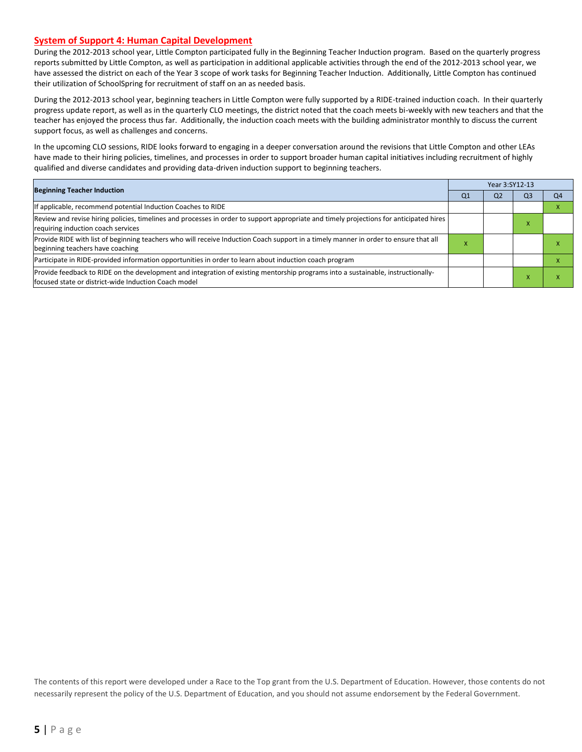## System of Support 4: Human Capital Development

During the 2012-2013 school year, Little Compton participated fully in the Beginning Teacher Induction program. Based on the quarterly progress reports submitted by Little Compton, as well as participation in additional applicable activities through the end of the 2012-2013 school year, we have assessed the district on each of the Year 3 scope of work tasks for Beginning Teacher Induction. Additionally, Little Compton has continued their utilization of SchoolSpring for recruitment of staff on an as needed basis.

During the 2012-2013 school year, beginning teachers in Little Compton were fully supported by a RIDE-trained induction coach. In their quarterly progress update report, as well as in the quarterly CLO meetings, the district noted that the coach meets bi-weekly with new teachers and that the teacher has enjoyed the process thus far. Additionally, the induction coach meets with the building administrator monthly to discuss the current support focus, as well as challenges and concerns.

In the upcoming CLO sessions, RIDE looks forward to engaging in a deeper conversation around the revisions that Little Compton and other LEAs have made to their hiring policies, timelines, and processes in order to support broader human capital initiatives including recruitment of highly qualified and diverse candidates and providing data-driven induction support to beginning teachers.

| Beginning Teacher Induction | Year 3:SY12-13 | | | |
|---|---|---|---|---|
| | Q1 | Q2 | Q3 | Q4 |
| If applicable, recommend potential Induction Coaches to RIDE | | | | X |
| Review and revise hiring policies, timelines and processes in order to support appropriate and timely projections for anticipated hires requiring induction coach services | | | X | |
| Provide RIDE with list of beginning teachers who will receive Induction Coach support in a timely manner in order to ensure that all beginning teachers have coaching | X | | | X |
| Participate in RIDE-provided information opportunities in order to learn about induction coach program | | | | X |
| Provide feedback to RIDE on the development and integration of existing mentorship programs into a sustainable, instructionally-focused state or district-wide Induction Coach model | | | X | X |

The contents of this report were developed under a Race to the Top grant from the U.S. Department of Education. However, those contents do not necessarily represent the policy of the U.S. Department of Education, and you should not assume endorsement by the Federal Government.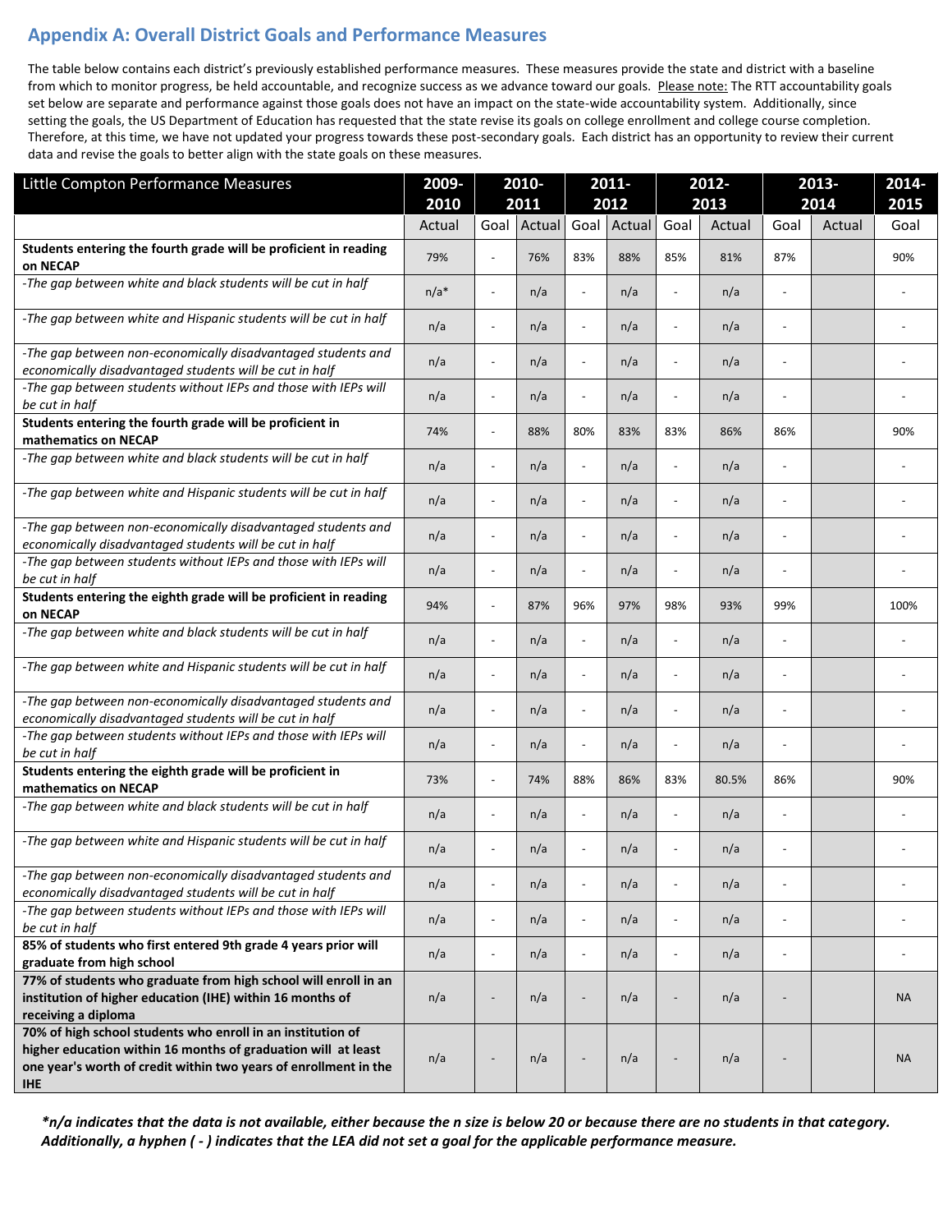## Appendix A: Overall District Goals and Performance Measures

The table below contains each district's previously established performance measures. These measures provide the state and district with a baseline from which to monitor progress, be held accountable, and recognize success as we advance toward our goals. Please note: The RTT accountability goals set below are separate and performance against those goals does not have an impact on the state-wide accountability system. Additionally, since setting the goals, the US Department of Education has requested that the state revise its goals on college enrollment and college course completion. Therefore, at this time, we have not updated your progress towards these post-secondary goals. Each district has an opportunity to review their current data and revise the goals to better align with the state goals on these measures.

| Little Compton Performance Measures | 2009-2010 | 2010-2011 | | 2011-2012 | | 2012-2013 | | 2013-2014 | | 2014-2015 |
|---|---|---|---|---|---|---|---|---|---|---|
| | Actual | Goal | Actual | Goal | Actual | Goal | Actual | Goal | Actual | Goal |
| **Students entering the fourth grade will be proficient in reading on NECAP** | 79% | - | 76% | 83% | 88% | 85% | 81% | 87% | | 90% |
| *-The gap between white and black students will be cut in half* | n/a* | - | n/a | - | n/a | - | n/a | - | | - |
| *-The gap between white and Hispanic students will be cut in half* | n/a | - | n/a | - | n/a | - | n/a | - | | - |
| *-The gap between non-economically disadvantaged students and economically disadvantaged students will be cut in half* | n/a | - | n/a | - | n/a | - | n/a | - | | - |
| *-The gap between students without IEPs and those with IEPs will be cut in half* | n/a | - | n/a | - | n/a | - | n/a | - | | - |
| **Students entering the fourth grade will be proficient in mathematics on NECAP** | 74% | - | 88% | 80% | 83% | 83% | 86% | 86% | | 90% |
| *-The gap between white and black students will be cut in half* | n/a | - | n/a | - | n/a | - | n/a | - | | - |
| *-The gap between white and Hispanic students will be cut in half* | n/a | - | n/a | - | n/a | - | n/a | - | | - |
| *-The gap between non-economically disadvantaged students and economically disadvantaged students will be cut in half* | n/a | - | n/a | - | n/a | - | n/a | - | | - |
| *-The gap between students without IEPs and those with IEPs will be cut in half* | n/a | - | n/a | - | n/a | - | n/a | - | | - |
| **Students entering the eighth grade will be proficient in reading on NECAP** | 94% | - | 87% | 96% | 97% | 98% | 93% | 99% | | 100% |
| *-The gap between white and black students will be cut in half* | n/a | - | n/a | - | n/a | - | n/a | - | | - |
| *-The gap between white and Hispanic students will be cut in half* | n/a | - | n/a | - | n/a | - | n/a | - | | - |
| *-The gap between non-economically disadvantaged students and economically disadvantaged students will be cut in half* | n/a | - | n/a | - | n/a | - | n/a | - | | - |
| *-The gap between students without IEPs and those with IEPs will be cut in half* | n/a | - | n/a | - | n/a | - | n/a | - | | - |
| **Students entering the eighth grade will be proficient in mathematics on NECAP** | 73% | - | 74% | 88% | 86% | 83% | 80.5% | 86% | | 90% |
| *-The gap between white and black students will be cut in half* | n/a | - | n/a | - | n/a | - | n/a | - | | - |
| *-The gap between white and Hispanic students will be cut in half* | n/a | - | n/a | - | n/a | - | n/a | - | | - |
| *-The gap between non-economically disadvantaged students and economically disadvantaged students will be cut in half* | n/a | - | n/a | - | n/a | - | n/a | - | | - |
| *-The gap between students without IEPs and those with IEPs will be cut in half* | n/a | - | n/a | - | n/a | - | n/a | - | | - |
| **85% of students who first entered 9th grade 4 years prior will graduate from high school** | n/a | - | n/a | - | n/a | - | n/a | - | | - |
| **77% of students who graduate from high school will enroll in an institution of higher education (IHE) within 16 months of receiving a diploma** | n/a | - | n/a | - | n/a | - | n/a | - | | NA |
| **70% of high school students who enroll in an institution of higher education within 16 months of graduation will at least one year's worth of credit within two years of enrollment in the IHE** | n/a | - | n/a | - | n/a | - | n/a | - | | NA |

***n/a indicates that the data is not available, either because the n size is below 20 or because there are no students in that category. Additionally, a hyphen ( - ) indicates that the LEA did not set a goal for the applicable performance measure.***